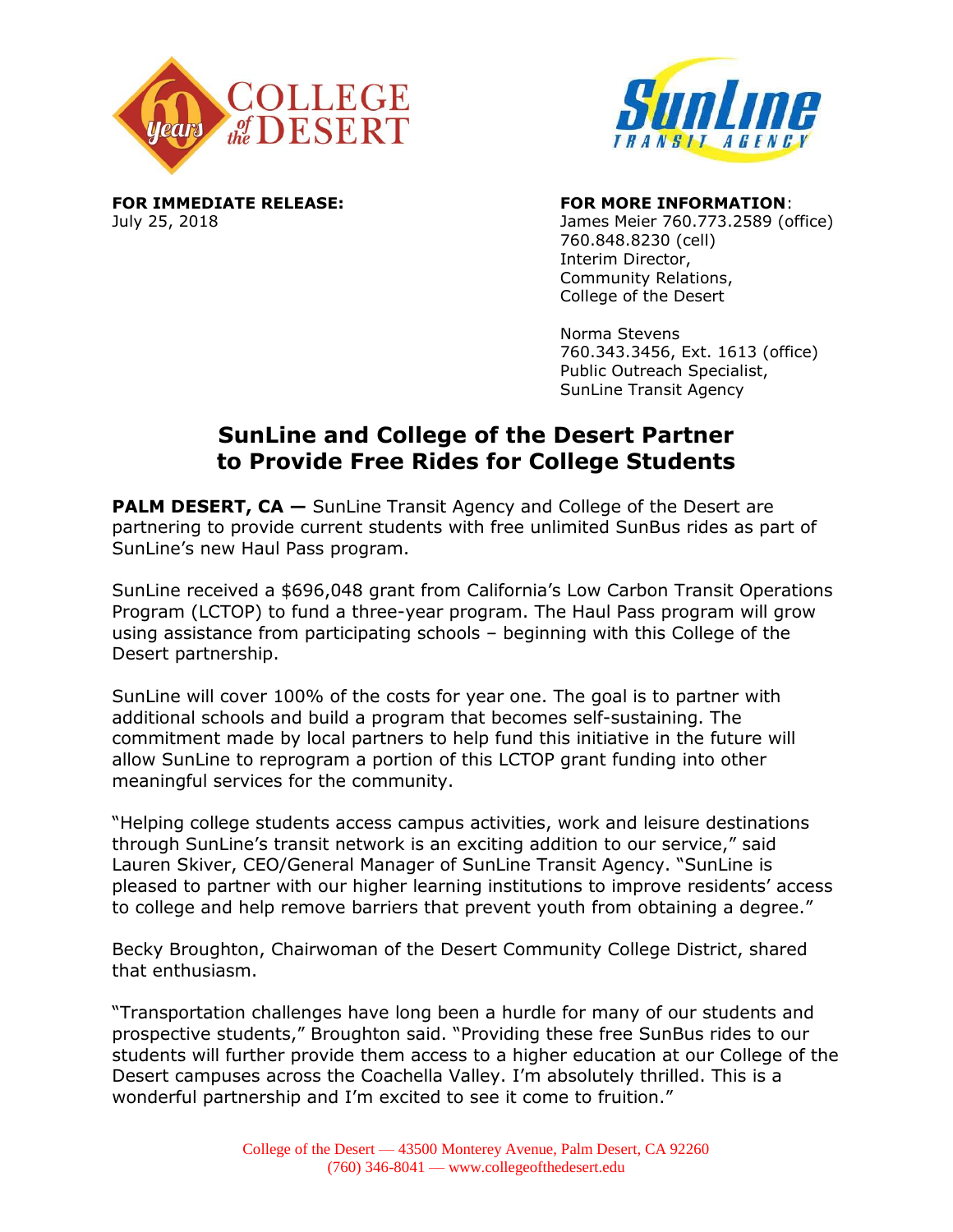**FOR IMMEDIATE RELEASE:**
July 25, 2018

**FOR MORE INFORMATION**:
James Meier 760.773.2589 (office)
760.848.8230 (cell)
Interim Director,
Community Relations,
College of the Desert

Norma Stevens
760.343.3456, Ext. 1613 (office)
Public Outreach Specialist,
SunLine Transit Agency

# SunLine and College of the Desert Partner to Provide Free Rides for College Students

**PALM DESERT, CA —** SunLine Transit Agency and College of the Desert are partnering to provide current students with free unlimited SunBus rides as part of SunLine's new Haul Pass program.

SunLine received a $696,048 grant from California's Low Carbon Transit Operations Program (LCTOP) to fund a three-year program. The Haul Pass program will grow using assistance from participating schools – beginning with this College of the Desert partnership.

SunLine will cover 100% of the costs for year one. The goal is to partner with additional schools and build a program that becomes self-sustaining. The commitment made by local partners to help fund this initiative in the future will allow SunLine to reprogram a portion of this LCTOP grant funding into other meaningful services for the community.

"Helping college students access campus activities, work and leisure destinations through SunLine's transit network is an exciting addition to our service," said Lauren Skiver, CEO/General Manager of SunLine Transit Agency. "SunLine is pleased to partner with our higher learning institutions to improve residents' access to college and help remove barriers that prevent youth from obtaining a degree."

Becky Broughton, Chairwoman of the Desert Community College District, shared that enthusiasm.

"Transportation challenges have long been a hurdle for many of our students and prospective students," Broughton said. "Providing these free SunBus rides to our students will further provide them access to a higher education at our College of the Desert campuses across the Coachella Valley. I'm absolutely thrilled. This is a wonderful partnership and I'm excited to see it come to fruition."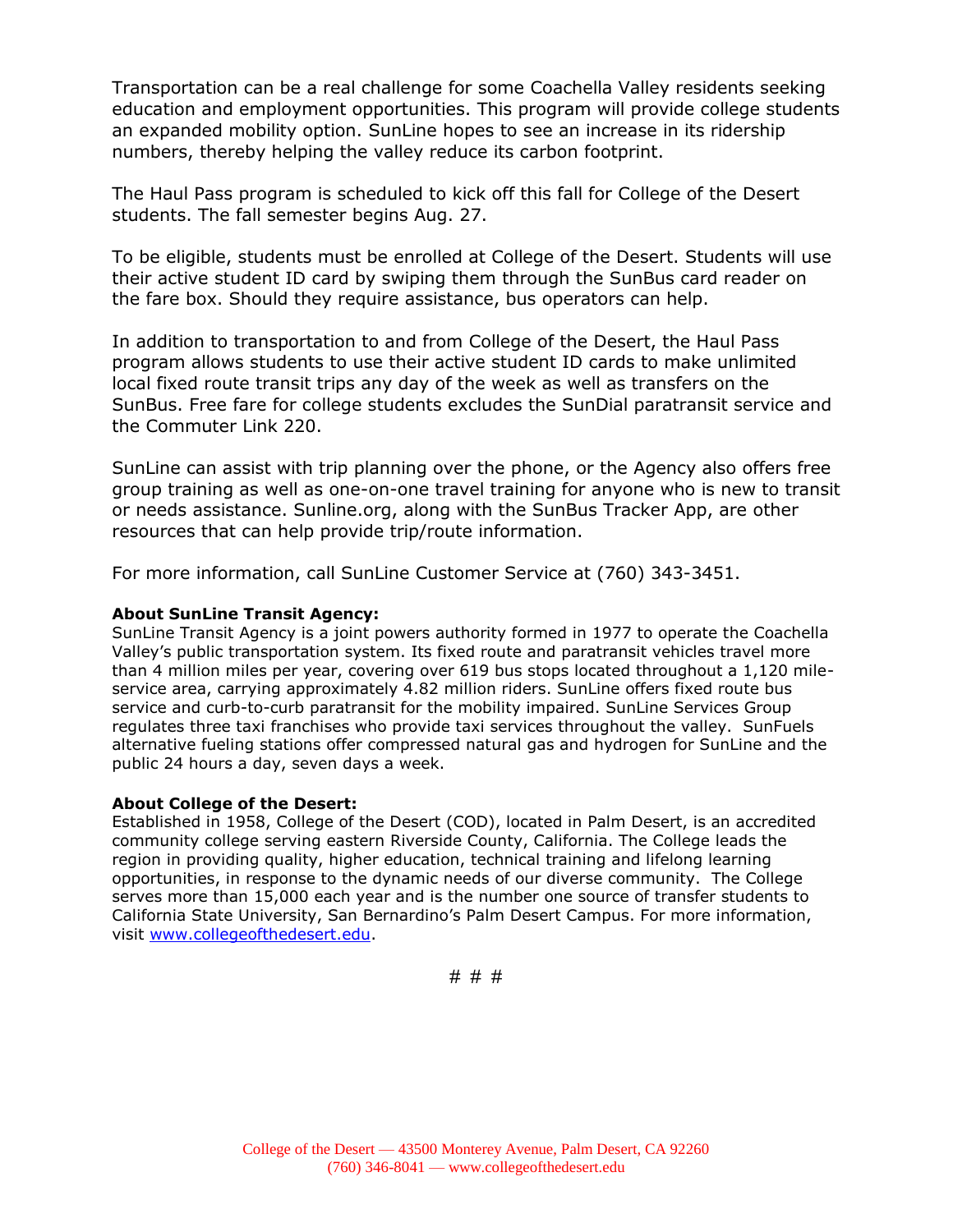Transportation can be a real challenge for some Coachella Valley residents seeking education and employment opportunities. This program will provide college students an expanded mobility option. SunLine hopes to see an increase in its ridership numbers, thereby helping the valley reduce its carbon footprint.

The Haul Pass program is scheduled to kick off this fall for College of the Desert students. The fall semester begins Aug. 27.

To be eligible, students must be enrolled at College of the Desert. Students will use their active student ID card by swiping them through the SunBus card reader on the fare box. Should they require assistance, bus operators can help.

In addition to transportation to and from College of the Desert, the Haul Pass program allows students to use their active student ID cards to make unlimited local fixed route transit trips any day of the week as well as transfers on the SunBus. Free fare for college students excludes the SunDial paratransit service and the Commuter Link 220.

SunLine can assist with trip planning over the phone, or the Agency also offers free group training as well as one-on-one travel training for anyone who is new to transit or needs assistance. Sunline.org, along with the SunBus Tracker App, are other resources that can help provide trip/route information.

For more information, call SunLine Customer Service at (760) 343-3451.

**About SunLine Transit Agency:**
SunLine Transit Agency is a joint powers authority formed in 1977 to operate the Coachella Valley's public transportation system. Its fixed route and paratransit vehicles travel more than 4 million miles per year, covering over 619 bus stops located throughout a 1,120 mile-service area, carrying approximately 4.82 million riders. SunLine offers fixed route bus service and curb-to-curb paratransit for the mobility impaired. SunLine Services Group regulates three taxi franchises who provide taxi services throughout the valley. SunFuels alternative fueling stations offer compressed natural gas and hydrogen for SunLine and the public 24 hours a day, seven days a week.

**About College of the Desert:**
Established in 1958, College of the Desert (COD), located in Palm Desert, is an accredited community college serving eastern Riverside County, California. The College leads the region in providing quality, higher education, technical training and lifelong learning opportunities, in response to the dynamic needs of our diverse community. The College serves more than 15,000 each year and is the number one source of transfer students to California State University, San Bernardino's Palm Desert Campus. For more information, visit www.collegeofthedesert.edu.

# # #

College of the Desert — 43500 Monterey Avenue, Palm Desert, CA 92260
(760) 346-8041 — www.collegeofthedesert.edu